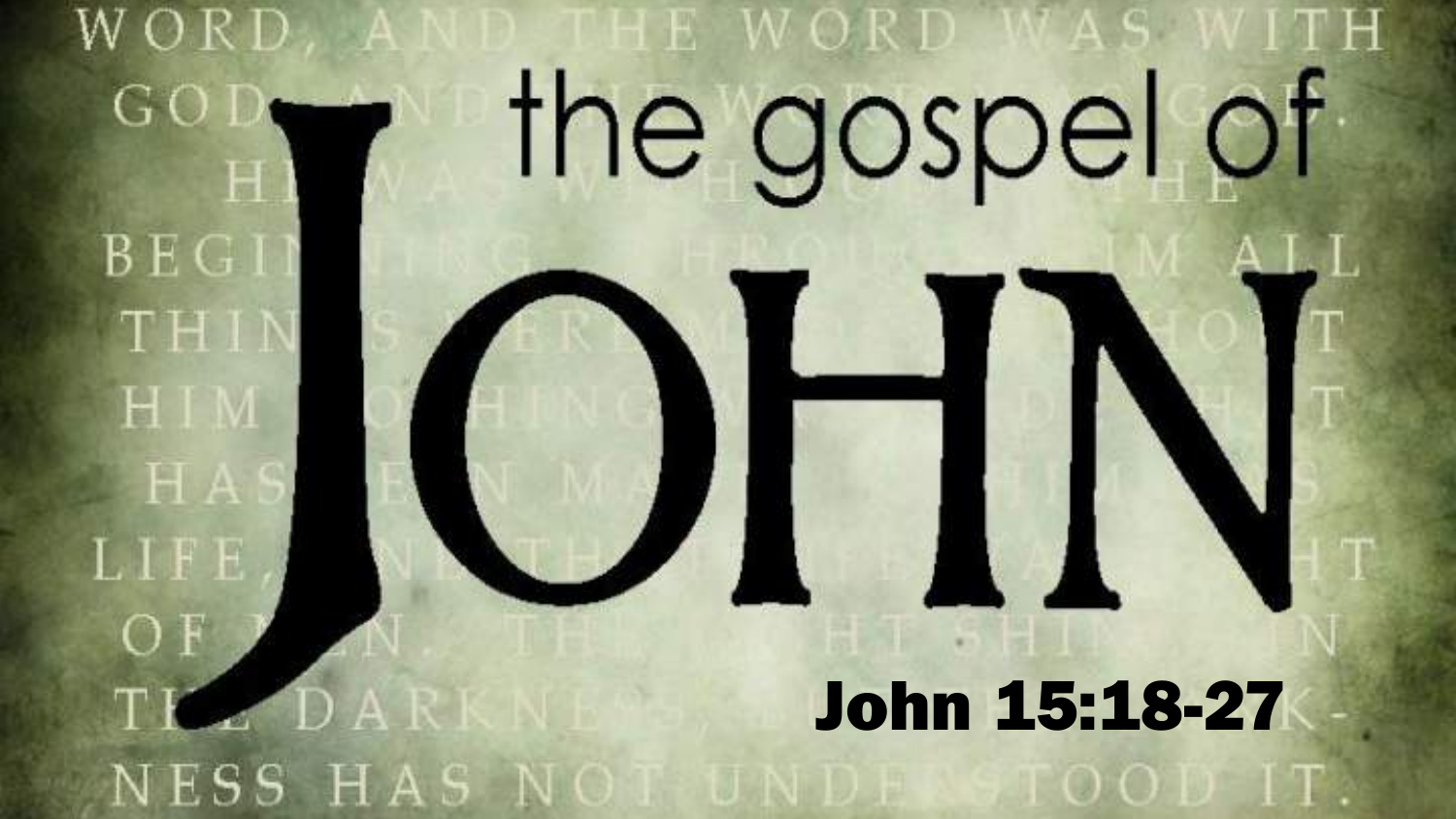# the gospel of JOHN

## John 15:18-27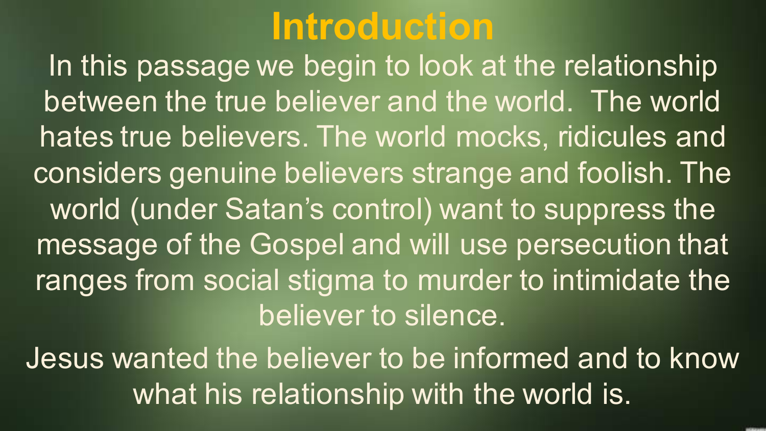# Introduction

In this passage we begin to look at the relationship between the true believer and the world. The world hates true believers. The world mocks, ridicules and considers genuine believers strange and foolish. The world (under Satan's control) want to suppress the message of the Gospel and will use persecution that ranges from social stigma to murder to intimidate the believer to silence.

Jesus wanted the believer to be informed and to know what his relationship with the world is.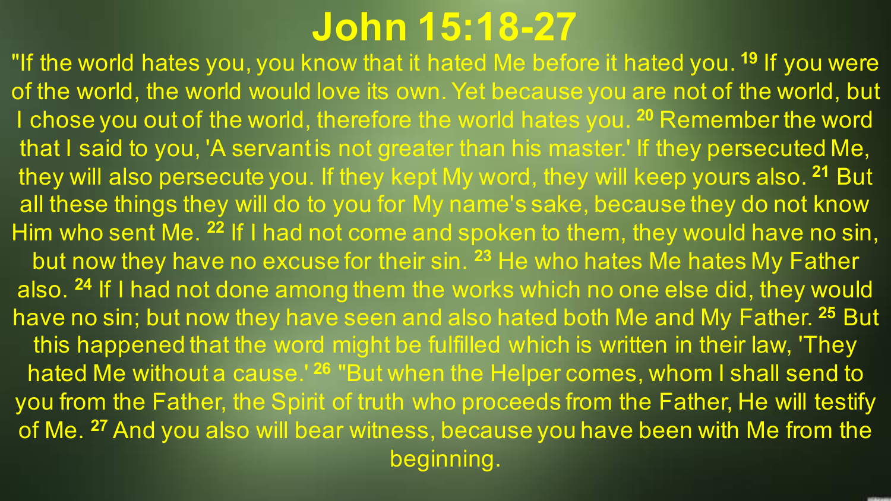# John 15:18-27

"If the world hates you, you know that it hated Me before it hated you. [19] If you were of the world, the world would love its own. Yet because you are not of the world, but I chose you out of the world, therefore the world hates you. [20] Remember the word that I said to you, 'A servant is not greater than his master.' If they persecuted Me, they will also persecute you. If they kept My word, they will keep yours also. [21] But all these things they will do to you for My name's sake, because they do not know Him who sent Me. [22] If I had not come and spoken to them, they would have no sin, but now they have no excuse for their sin. [23] He who hates Me hates My Father also. [24] If I had not done among them the works which no one else did, they would have no sin; but now they have seen and also hated both Me and My Father. [25] But this happened that the word might be fulfilled which is written in their law, 'They hated Me without a cause.' [26] "But when the Helper comes, whom I shall send to you from the Father, the Spirit of truth who proceeds from the Father, He will testify of Me. [27] And you also will bear witness, because you have been with Me from the beginning.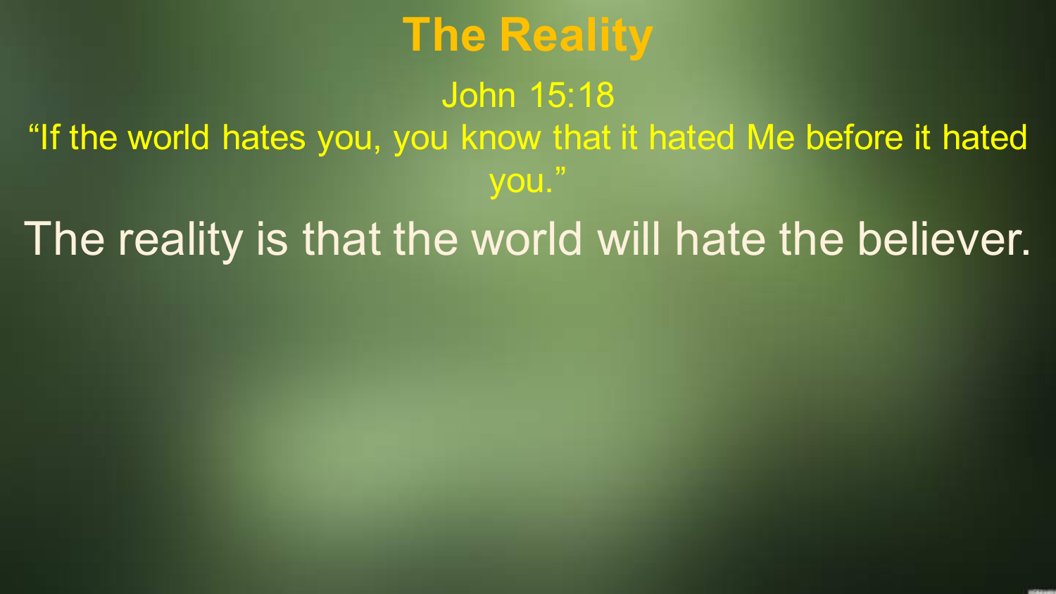# The Reality

John 15:18

"If the world hates you, you know that it hated Me before it hated you."

The reality is that the world will hate the believer.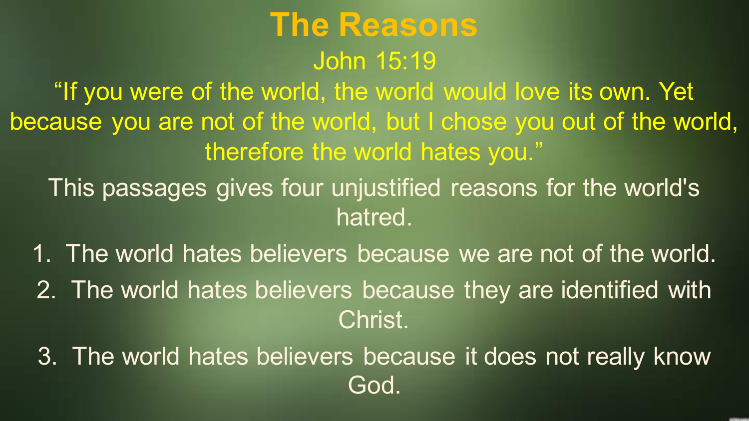# The Reasons

John 15:19

"If you were of the world, the world would love its own. Yet because you are not of the world, but I chose you out of the world, therefore the world hates you."

This passages gives four unjustified reasons for the world's hatred.

1. The world hates believers because we are not of the world.
2. The world hates believers because they are identified with Christ.
3. The world hates believers because it does not really know God.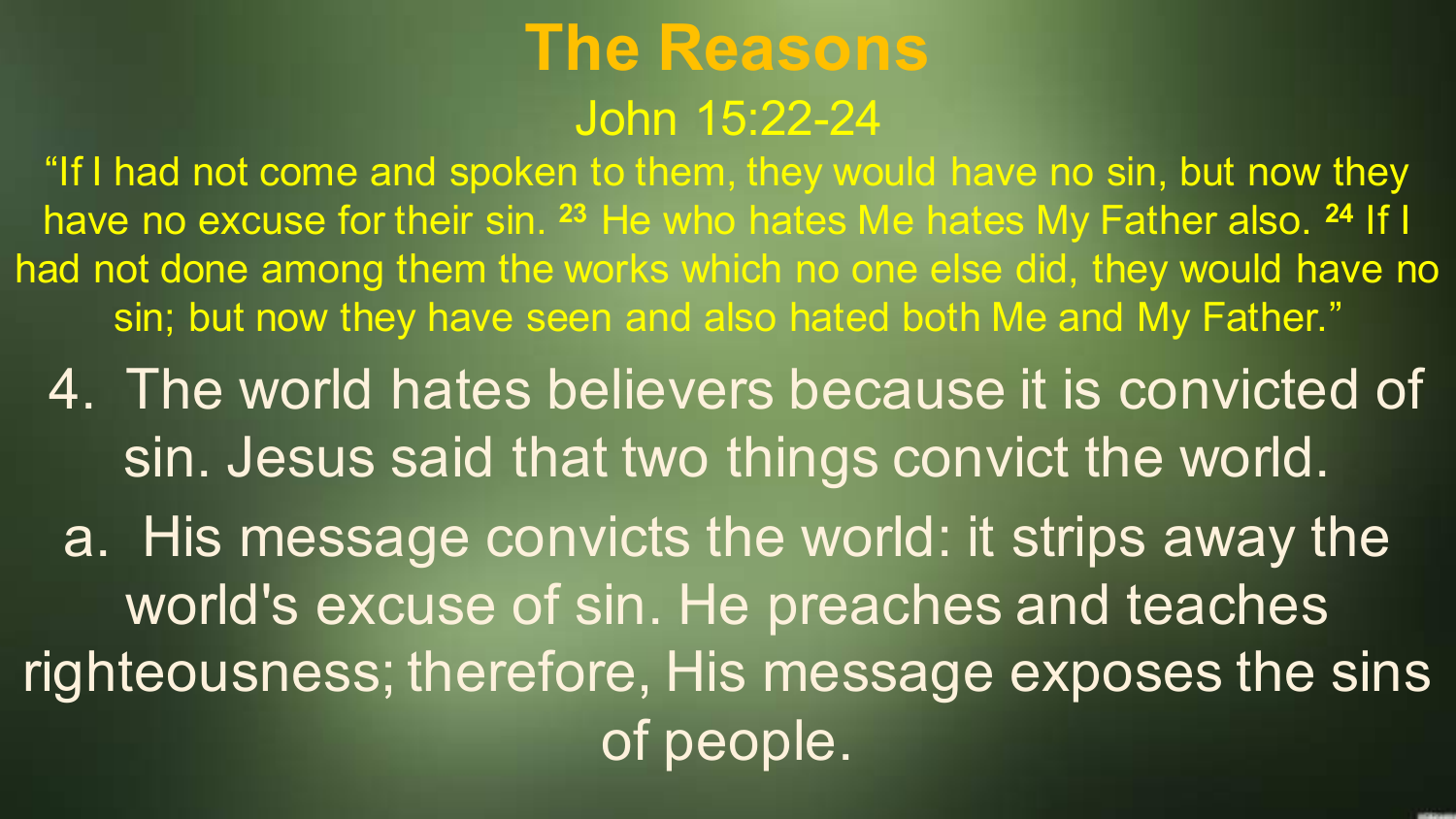# The Reasons

## John 15:22-24

“If I had not come and spoken to them, they would have no sin, but now they have no excuse for their sin. [23] He who hates Me hates My Father also. [24] If I had not done among them the works which no one else did, they would have no sin; but now they have seen and also hated both Me and My Father.”

4. The world hates believers because it is convicted of sin. Jesus said that two things convict the world.

   a. His message convicts the world: it strips away the world's excuse of sin. He preaches and teaches righteousness; therefore, His message exposes the sins of people.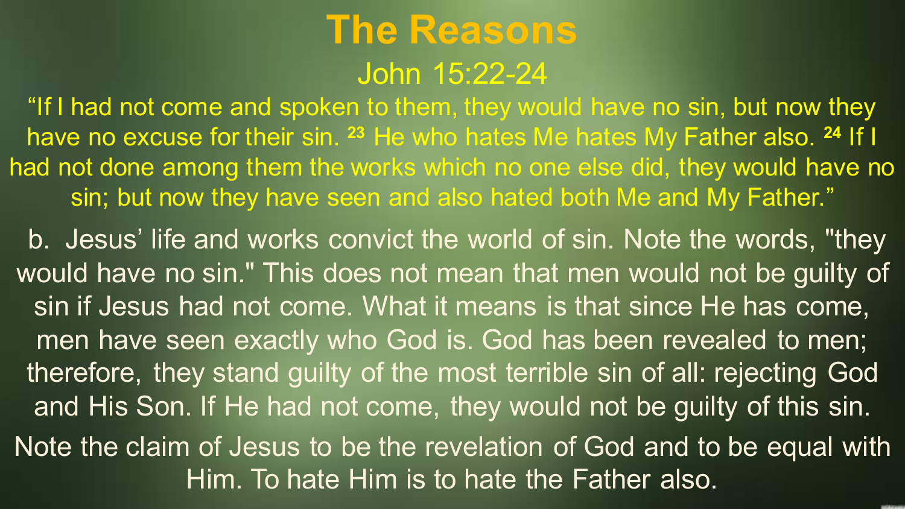# The Reasons

## John 15:22-24

"If I had not come and spoken to them, they would have no sin, but now they have no excuse for their sin. [23] He who hates Me hates My Father also. [24] If I had not done among them the works which no one else did, they would have no sin; but now they have seen and also hated both Me and My Father."

b. Jesus' life and works convict the world of sin. Note the words, "they would have no sin." This does not mean that men would not be guilty of sin if Jesus had not come. What it means is that since He has come, men have seen exactly who God is. God has been revealed to men; therefore, they stand guilty of the most terrible sin of all: rejecting God and His Son. If He had not come, they would not be guilty of this sin.

Note the claim of Jesus to be the revelation of God and to be equal with Him. To hate Him is to hate the Father also.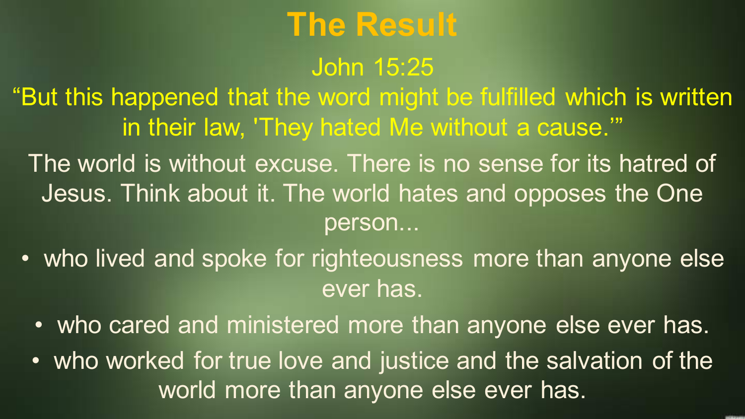# The Result

John 15:25

“But this happened that the word might be fulfilled which is written in their law, 'They hated Me without a cause.'”

The world is without excuse. There is no sense for its hatred of Jesus. Think about it. The world hates and opposes the One person...

- who lived and spoke for righteousness more than anyone else ever has.
- who cared and ministered more than anyone else ever has.
- who worked for true love and justice and the salvation of the world more than anyone else ever has.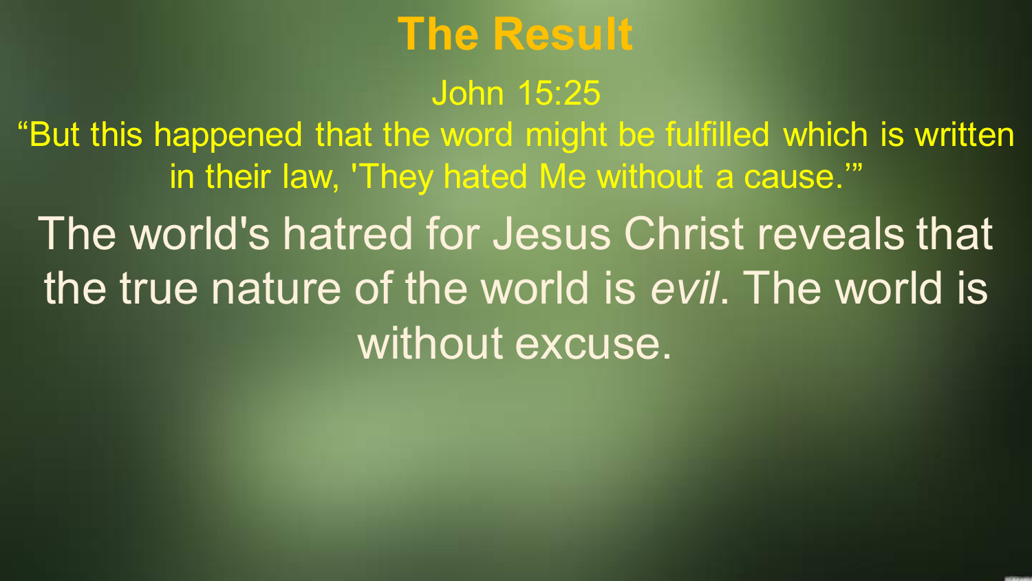# The Result

John 15:25

“But this happened that the word might be fulfilled which is written in their law, 'They hated Me without a cause.'”

The world's hatred for Jesus Christ reveals that the true nature of the world is *evil*. The world is without excuse.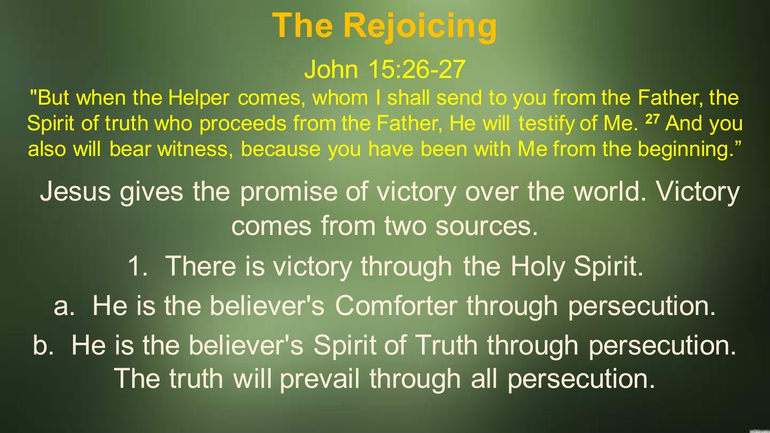# The Rejoicing

## John 15:26-27

"But when the Helper comes, whom I shall send to you from the Father, the Spirit of truth who proceeds from the Father, He will testify of Me. [27] And you also will bear witness, because you have been with Me from the beginning."

Jesus gives the promise of victory over the world. Victory comes from two sources.

1. There is victory through the Holy Spirit.

   a. He is the believer's Comforter through persecution.

   b. He is the believer's Spirit of Truth through persecution. The truth will prevail through all persecution.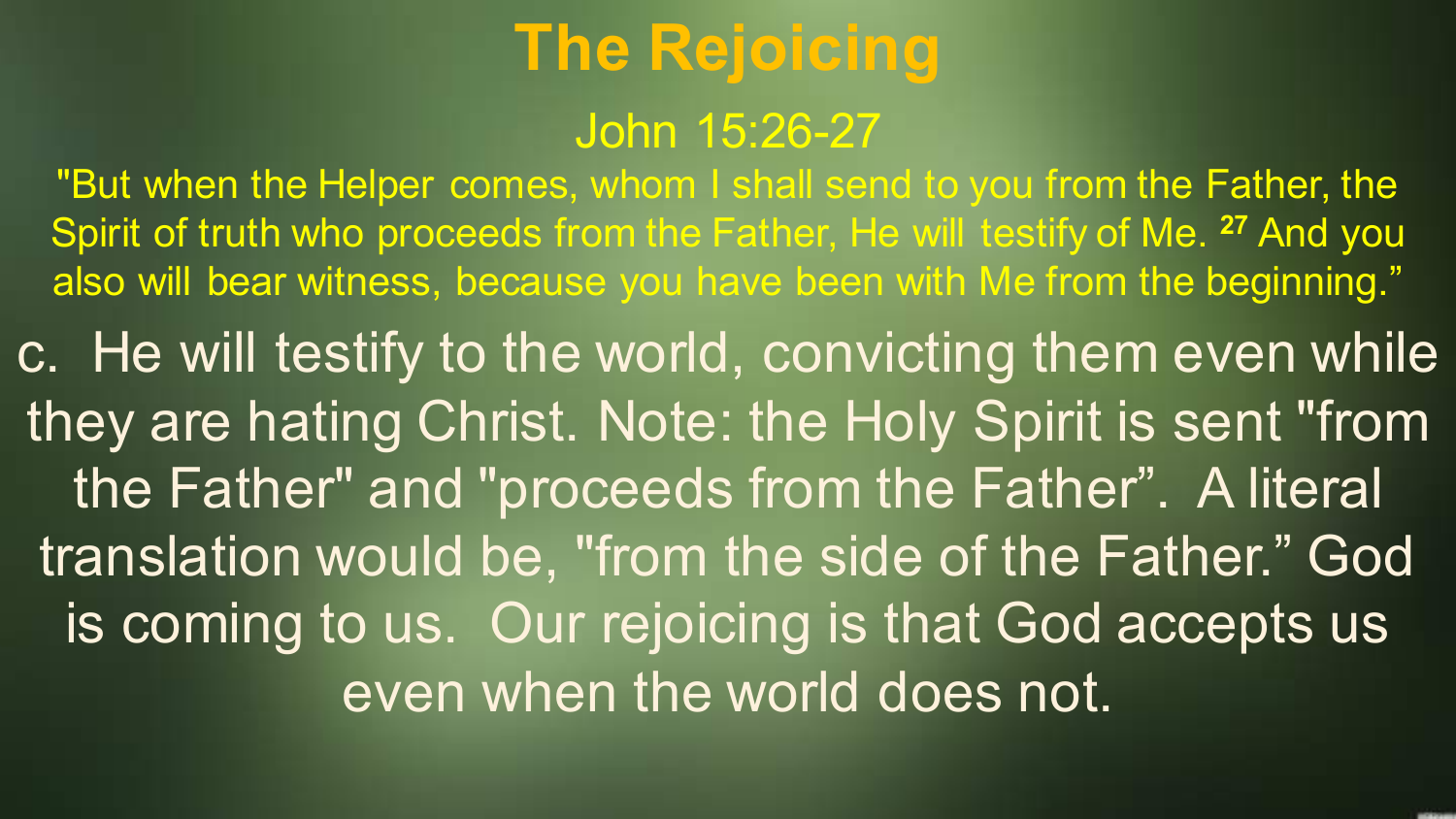# The Rejoicing

## John 15:26-27

"But when the Helper comes, whom I shall send to you from the Father, the Spirit of truth who proceeds from the Father, He will testify of Me. [27] And you also will bear witness, because you have been with Me from the beginning."

c. He will testify to the world, convicting them even while they are hating Christ. Note: the Holy Spirit is sent "from the Father" and "proceeds from the Father". A literal translation would be, "from the side of the Father." God is coming to us. Our rejoicing is that God accepts us even when the world does not.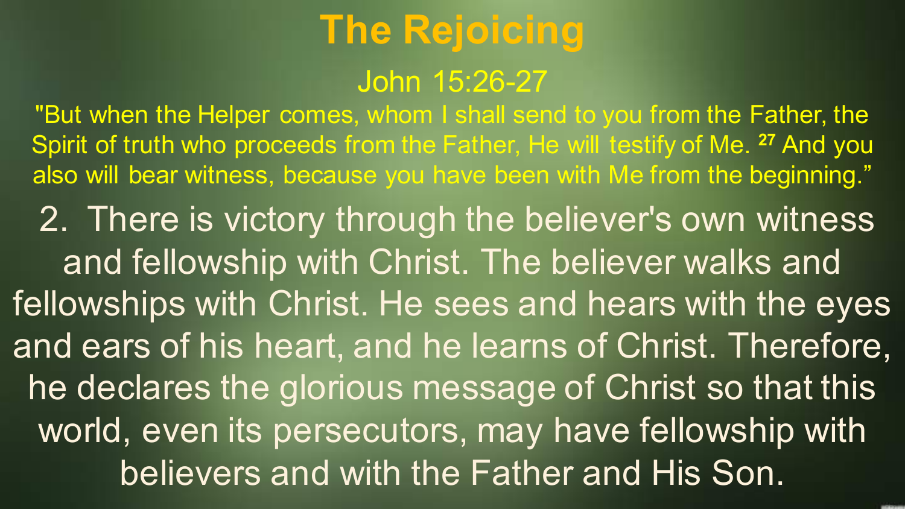# The Rejoicing

## John 15:26-27

"But when the Helper comes, whom I shall send to you from the Father, the Spirit of truth who proceeds from the Father, He will testify of Me. [27] And you also will bear witness, because you have been with Me from the beginning."

2. There is victory through the believer's own witness and fellowship with Christ. The believer walks and fellowships with Christ. He sees and hears with the eyes and ears of his heart, and he learns of Christ. Therefore, he declares the glorious message of Christ so that this world, even its persecutors, may have fellowship with believers and with the Father and His Son.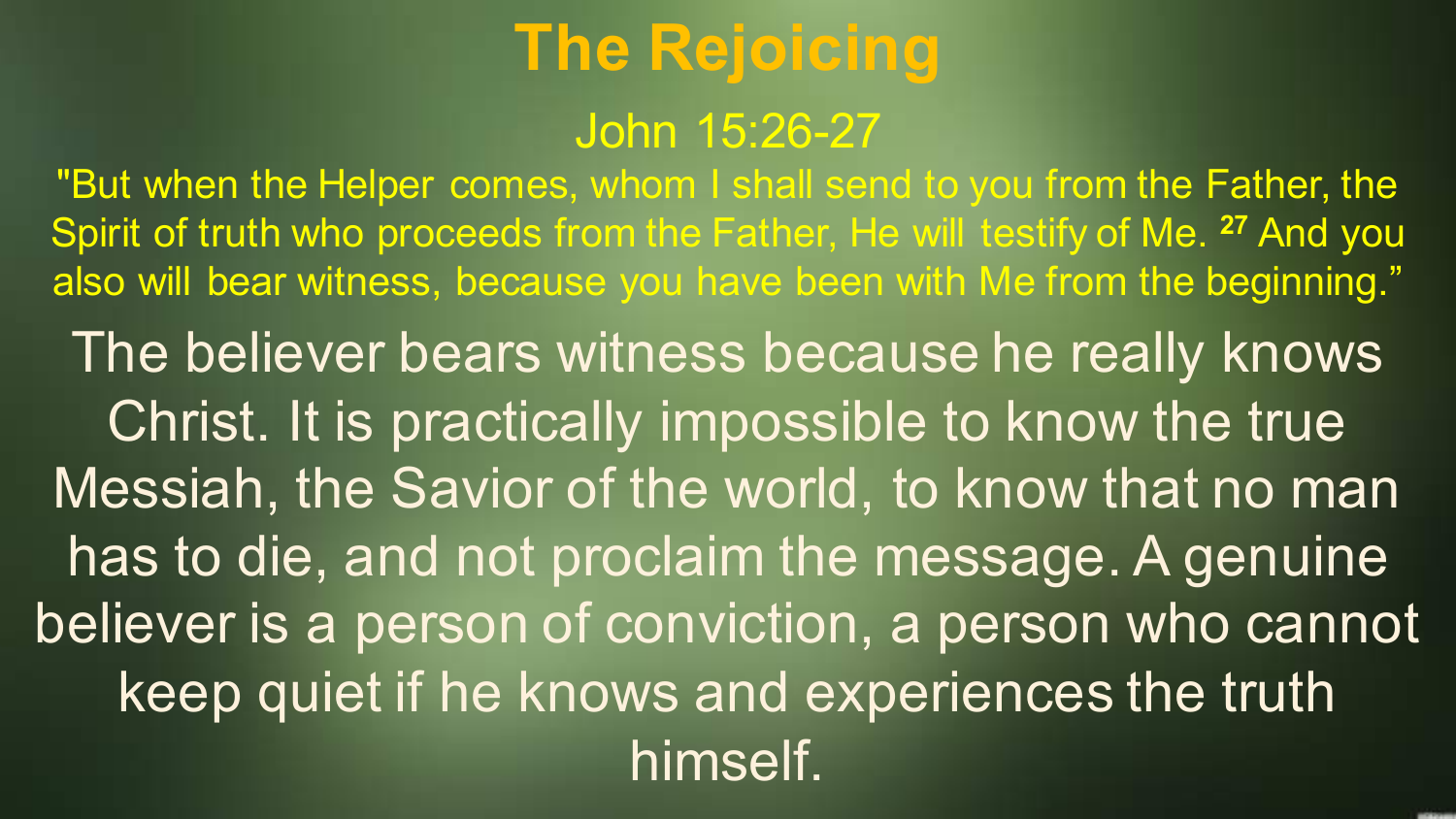# The Rejoicing

## John 15:26-27

"But when the Helper comes, whom I shall send to you from the Father, the Spirit of truth who proceeds from the Father, He will testify of Me. [27] And you also will bear witness, because you have been with Me from the beginning."

The believer bears witness because he really knows Christ. It is practically impossible to know the true Messiah, the Savior of the world, to know that no man has to die, and not proclaim the message. A genuine believer is a person of conviction, a person who cannot keep quiet if he knows and experiences the truth himself.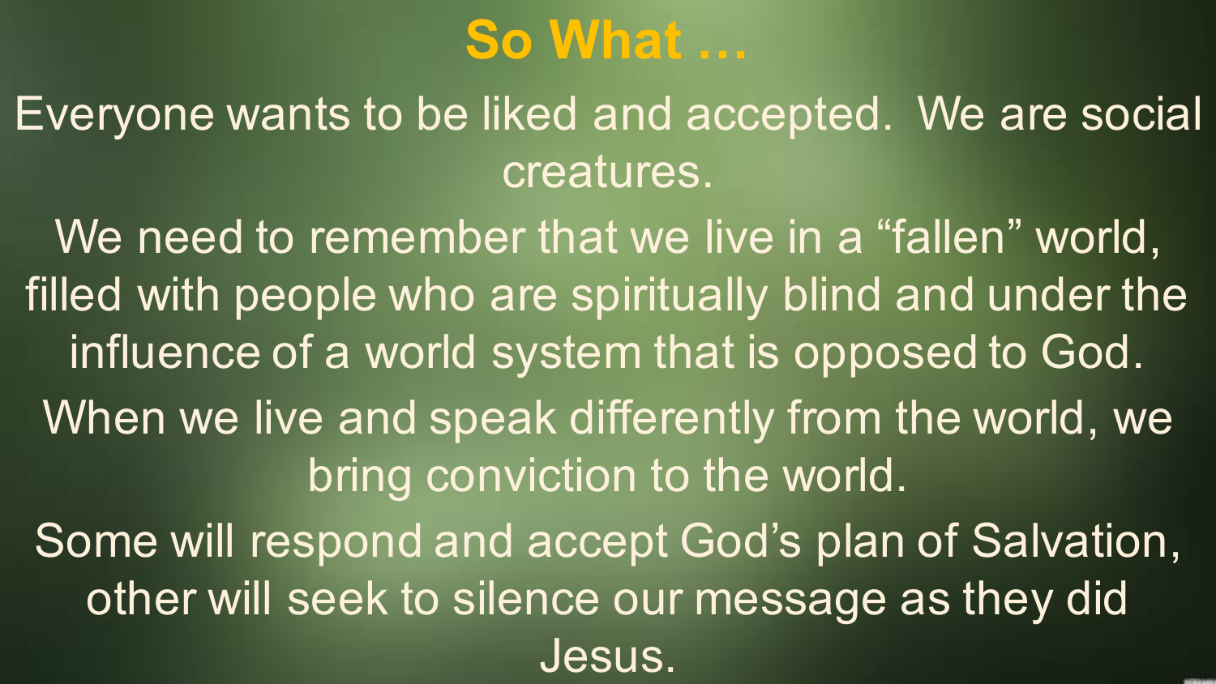# So What …

Everyone wants to be liked and accepted. We are social creatures.

We need to remember that we live in a “fallen” world, filled with people who are spiritually blind and under the influence of a world system that is opposed to God.

When we live and speak differently from the world, we bring conviction to the world.

Some will respond and accept God’s plan of Salvation, other will seek to silence our message as they did Jesus.